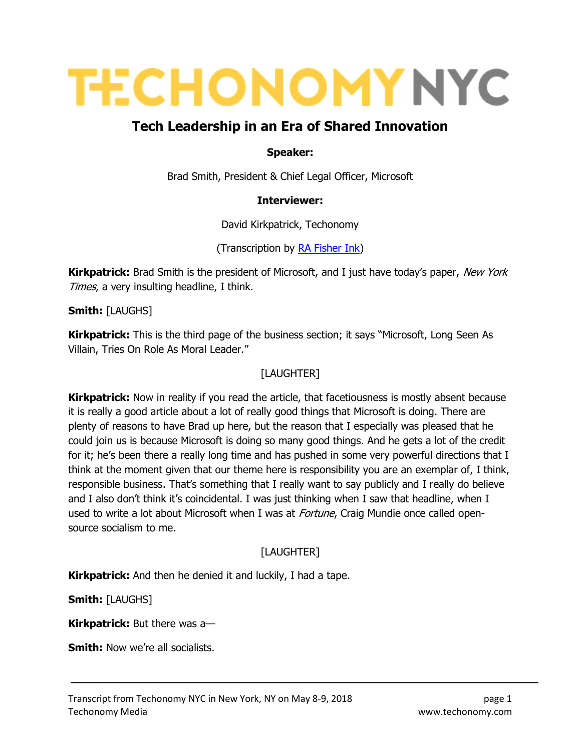# TECHONOMY NYC

## Tech Leadership in an Era of Shared Innovation

**Speaker:**

Brad Smith, President & Chief Legal Officer, Microsoft

**Interviewer:**

David Kirkpatrick, Techonomy

(Transcription by RA Fisher Ink)

**Kirkpatrick:** Brad Smith is the president of Microsoft, and I just have today's paper, *New York Times*, a very insulting headline, I think.

**Smith:** [LAUGHS]

**Kirkpatrick:** This is the third page of the business section; it says "Microsoft, Long Seen As Villain, Tries On Role As Moral Leader."

[LAUGHTER]

**Kirkpatrick:** Now in reality if you read the article, that facetiousness is mostly absent because it is really a good article about a lot of really good things that Microsoft is doing. There are plenty of reasons to have Brad up here, but the reason that I especially was pleased that he could join us is because Microsoft is doing so many good things. And he gets a lot of the credit for it; he's been there a really long time and has pushed in some very powerful directions that I think at the moment given that our theme here is responsibility you are an exemplar of, I think, responsible business. That's something that I really want to say publicly and I really do believe and I also don't think it's coincidental. I was just thinking when I saw that headline, when I used to write a lot about Microsoft when I was at *Fortune*, Craig Mundie once called open-source socialism to me.

[LAUGHTER]

**Kirkpatrick:** And then he denied it and luckily, I had a tape.

**Smith:** [LAUGHS]

**Kirkpatrick:** But there was a—

**Smith:** Now we're all socialists.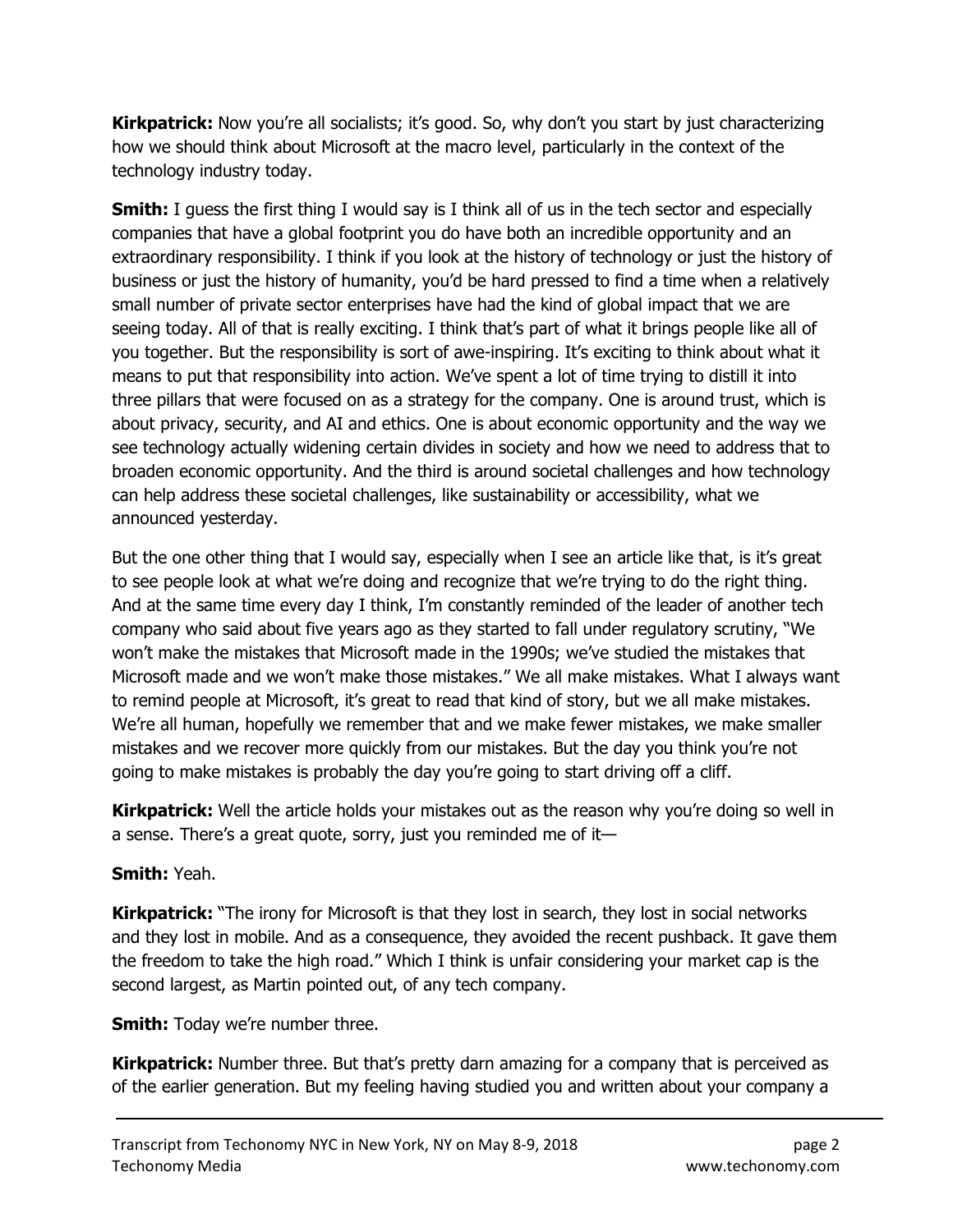**Kirkpatrick:** Now you're all socialists; it's good. So, why don't you start by just characterizing how we should think about Microsoft at the macro level, particularly in the context of the technology industry today.

**Smith:** I guess the first thing I would say is I think all of us in the tech sector and especially companies that have a global footprint you do have both an incredible opportunity and an extraordinary responsibility. I think if you look at the history of technology or just the history of business or just the history of humanity, you'd be hard pressed to find a time when a relatively small number of private sector enterprises have had the kind of global impact that we are seeing today. All of that is really exciting. I think that's part of what it brings people like all of you together. But the responsibility is sort of awe-inspiring. It's exciting to think about what it means to put that responsibility into action. We've spent a lot of time trying to distill it into three pillars that were focused on as a strategy for the company. One is around trust, which is about privacy, security, and AI and ethics. One is about economic opportunity and the way we see technology actually widening certain divides in society and how we need to address that to broaden economic opportunity. And the third is around societal challenges and how technology can help address these societal challenges, like sustainability or accessibility, what we announced yesterday.

But the one other thing that I would say, especially when I see an article like that, is it's great to see people look at what we're doing and recognize that we're trying to do the right thing. And at the same time every day I think, I'm constantly reminded of the leader of another tech company who said about five years ago as they started to fall under regulatory scrutiny, "We won't make the mistakes that Microsoft made in the 1990s; we've studied the mistakes that Microsoft made and we won't make those mistakes." We all make mistakes. What I always want to remind people at Microsoft, it's great to read that kind of story, but we all make mistakes. We're all human, hopefully we remember that and we make fewer mistakes, we make smaller mistakes and we recover more quickly from our mistakes. But the day you think you're not going to make mistakes is probably the day you're going to start driving off a cliff.

**Kirkpatrick:** Well the article holds your mistakes out as the reason why you're doing so well in a sense. There's a great quote, sorry, just you reminded me of it—

**Smith:** Yeah.

**Kirkpatrick:** "The irony for Microsoft is that they lost in search, they lost in social networks and they lost in mobile. And as a consequence, they avoided the recent pushback. It gave them the freedom to take the high road." Which I think is unfair considering your market cap is the second largest, as Martin pointed out, of any tech company.

**Smith:** Today we're number three.

**Kirkpatrick:** Number three. But that's pretty darn amazing for a company that is perceived as of the earlier generation. But my feeling having studied you and written about your company a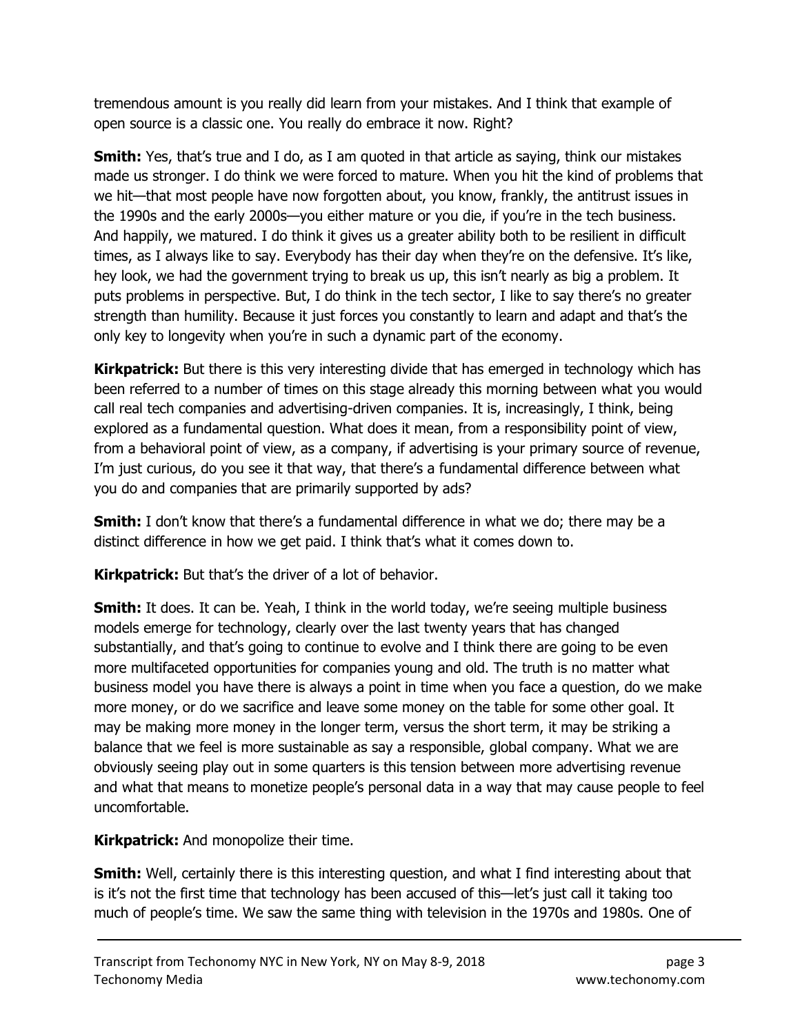tremendous amount is you really did learn from your mistakes. And I think that example of open source is a classic one. You really do embrace it now. Right?

**Smith:** Yes, that's true and I do, as I am quoted in that article as saying, think our mistakes made us stronger. I do think we were forced to mature. When you hit the kind of problems that we hit—that most people have now forgotten about, you know, frankly, the antitrust issues in the 1990s and the early 2000s—you either mature or you die, if you're in the tech business. And happily, we matured. I do think it gives us a greater ability both to be resilient in difficult times, as I always like to say. Everybody has their day when they're on the defensive. It's like, hey look, we had the government trying to break us up, this isn't nearly as big a problem. It puts problems in perspective. But, I do think in the tech sector, I like to say there's no greater strength than humility. Because it just forces you constantly to learn and adapt and that's the only key to longevity when you're in such a dynamic part of the economy.

**Kirkpatrick:** But there is this very interesting divide that has emerged in technology which has been referred to a number of times on this stage already this morning between what you would call real tech companies and advertising-driven companies. It is, increasingly, I think, being explored as a fundamental question. What does it mean, from a responsibility point of view, from a behavioral point of view, as a company, if advertising is your primary source of revenue, I'm just curious, do you see it that way, that there's a fundamental difference between what you do and companies that are primarily supported by ads?

**Smith:** I don't know that there's a fundamental difference in what we do; there may be a distinct difference in how we get paid. I think that's what it comes down to.

**Kirkpatrick:** But that's the driver of a lot of behavior.

**Smith:** It does. It can be. Yeah, I think in the world today, we're seeing multiple business models emerge for technology, clearly over the last twenty years that has changed substantially, and that's going to continue to evolve and I think there are going to be even more multifaceted opportunities for companies young and old. The truth is no matter what business model you have there is always a point in time when you face a question, do we make more money, or do we sacrifice and leave some money on the table for some other goal. It may be making more money in the longer term, versus the short term, it may be striking a balance that we feel is more sustainable as say a responsible, global company. What we are obviously seeing play out in some quarters is this tension between more advertising revenue and what that means to monetize people's personal data in a way that may cause people to feel uncomfortable.

**Kirkpatrick:** And monopolize their time.

**Smith:** Well, certainly there is this interesting question, and what I find interesting about that is it's not the first time that technology has been accused of this—let's just call it taking too much of people's time. We saw the same thing with television in the 1970s and 1980s. One of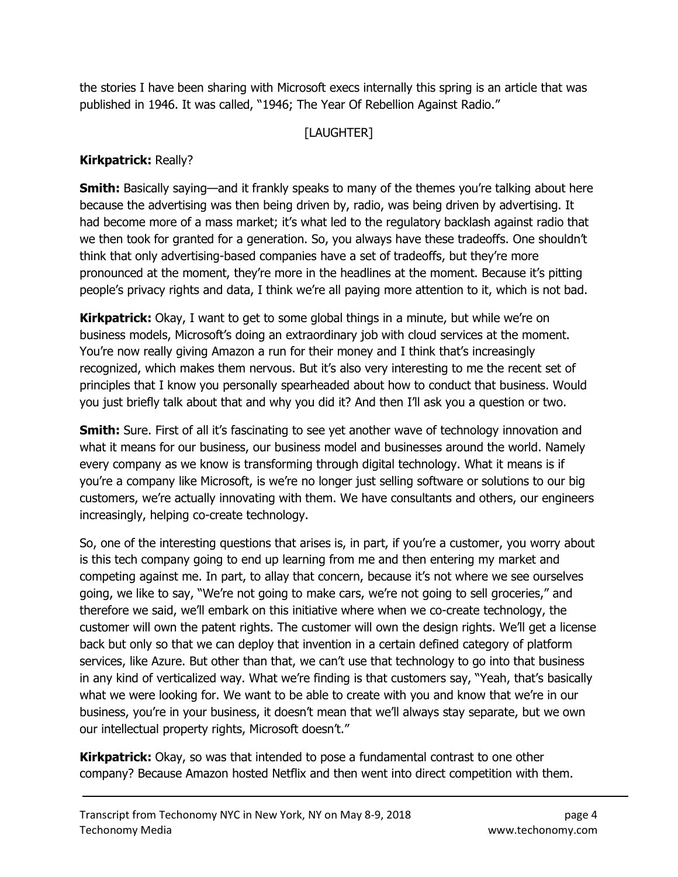the stories I have been sharing with Microsoft execs internally this spring is an article that was published in 1946. It was called, "1946; The Year Of Rebellion Against Radio."

[LAUGHTER]

**Kirkpatrick:** Really?

**Smith:** Basically saying—and it frankly speaks to many of the themes you're talking about here because the advertising was then being driven by, radio, was being driven by advertising. It had become more of a mass market; it's what led to the regulatory backlash against radio that we then took for granted for a generation. So, you always have these tradeoffs. One shouldn't think that only advertising-based companies have a set of tradeoffs, but they're more pronounced at the moment, they're more in the headlines at the moment. Because it's pitting people's privacy rights and data, I think we're all paying more attention to it, which is not bad.

**Kirkpatrick:** Okay, I want to get to some global things in a minute, but while we're on business models, Microsoft's doing an extraordinary job with cloud services at the moment. You're now really giving Amazon a run for their money and I think that's increasingly recognized, which makes them nervous. But it's also very interesting to me the recent set of principles that I know you personally spearheaded about how to conduct that business. Would you just briefly talk about that and why you did it? And then I'll ask you a question or two.

**Smith:** Sure. First of all it's fascinating to see yet another wave of technology innovation and what it means for our business, our business model and businesses around the world. Namely every company as we know is transforming through digital technology. What it means is if you're a company like Microsoft, is we're no longer just selling software or solutions to our big customers, we're actually innovating with them. We have consultants and others, our engineers increasingly, helping co-create technology.

So, one of the interesting questions that arises is, in part, if you're a customer, you worry about is this tech company going to end up learning from me and then entering my market and competing against me. In part, to allay that concern, because it's not where we see ourselves going, we like to say, "We're not going to make cars, we're not going to sell groceries," and therefore we said, we'll embark on this initiative where when we co-create technology, the customer will own the patent rights. The customer will own the design rights. We'll get a license back but only so that we can deploy that invention in a certain defined category of platform services, like Azure. But other than that, we can't use that technology to go into that business in any kind of verticalized way. What we're finding is that customers say, "Yeah, that's basically what we were looking for. We want to be able to create with you and know that we're in our business, you're in your business, it doesn't mean that we'll always stay separate, but we own our intellectual property rights, Microsoft doesn't."

**Kirkpatrick:** Okay, so was that intended to pose a fundamental contrast to one other company? Because Amazon hosted Netflix and then went into direct competition with them.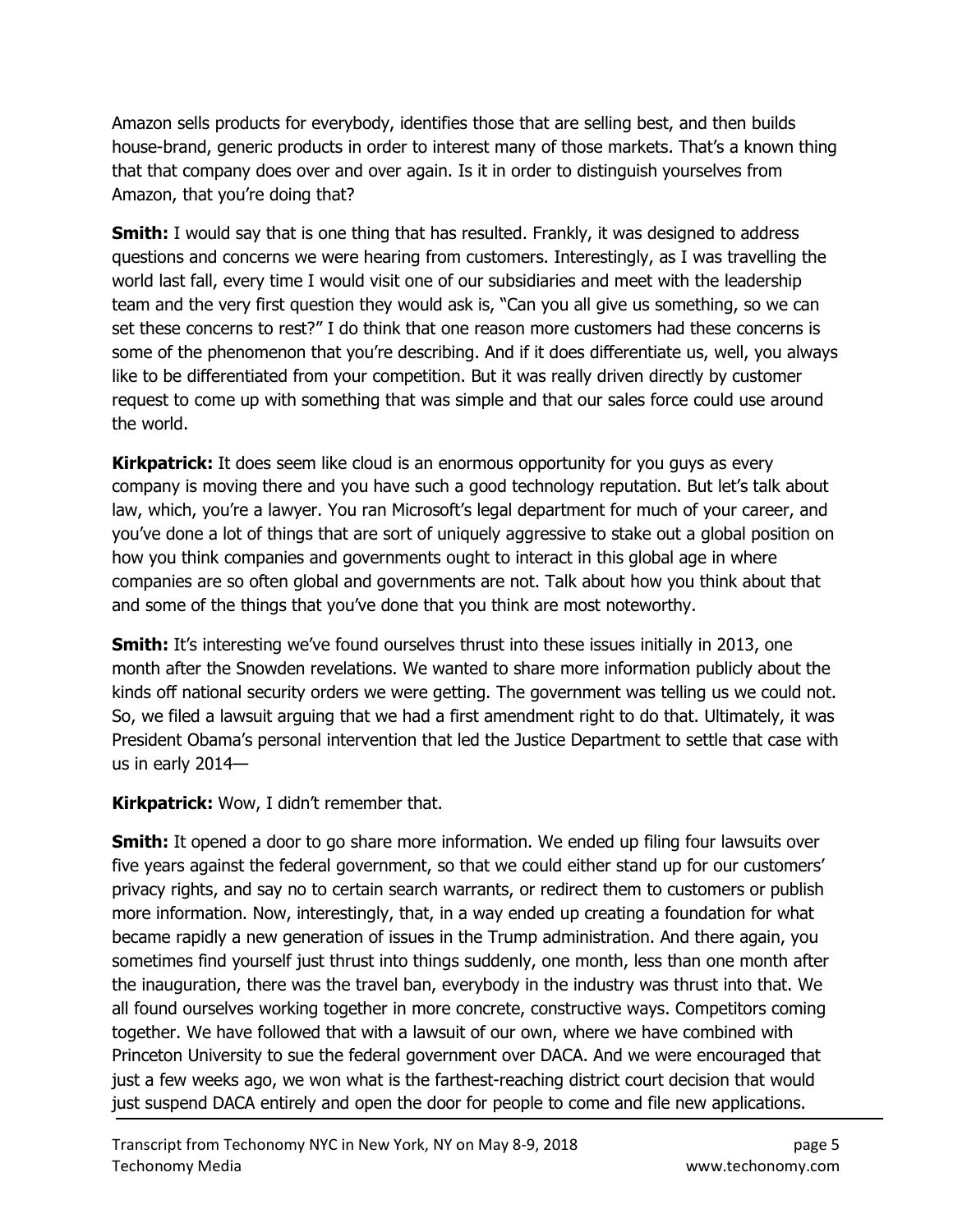Amazon sells products for everybody, identifies those that are selling best, and then builds house-brand, generic products in order to interest many of those markets. That's a known thing that that company does over and over again. Is it in order to distinguish yourselves from Amazon, that you're doing that?

**Smith:** I would say that is one thing that has resulted. Frankly, it was designed to address questions and concerns we were hearing from customers. Interestingly, as I was travelling the world last fall, every time I would visit one of our subsidiaries and meet with the leadership team and the very first question they would ask is, "Can you all give us something, so we can set these concerns to rest?" I do think that one reason more customers had these concerns is some of the phenomenon that you're describing. And if it does differentiate us, well, you always like to be differentiated from your competition. But it was really driven directly by customer request to come up with something that was simple and that our sales force could use around the world.

**Kirkpatrick:** It does seem like cloud is an enormous opportunity for you guys as every company is moving there and you have such a good technology reputation. But let's talk about law, which, you're a lawyer. You ran Microsoft's legal department for much of your career, and you've done a lot of things that are sort of uniquely aggressive to stake out a global position on how you think companies and governments ought to interact in this global age in where companies are so often global and governments are not. Talk about how you think about that and some of the things that you've done that you think are most noteworthy.

**Smith:** It's interesting we've found ourselves thrust into these issues initially in 2013, one month after the Snowden revelations. We wanted to share more information publicly about the kinds off national security orders we were getting. The government was telling us we could not. So, we filed a lawsuit arguing that we had a first amendment right to do that. Ultimately, it was President Obama's personal intervention that led the Justice Department to settle that case with us in early 2014—

**Kirkpatrick:** Wow, I didn't remember that.

**Smith:** It opened a door to go share more information. We ended up filing four lawsuits over five years against the federal government, so that we could either stand up for our customers' privacy rights, and say no to certain search warrants, or redirect them to customers or publish more information. Now, interestingly, that, in a way ended up creating a foundation for what became rapidly a new generation of issues in the Trump administration. And there again, you sometimes find yourself just thrust into things suddenly, one month, less than one month after the inauguration, there was the travel ban, everybody in the industry was thrust into that. We all found ourselves working together in more concrete, constructive ways. Competitors coming together. We have followed that with a lawsuit of our own, where we have combined with Princeton University to sue the federal government over DACA. And we were encouraged that just a few weeks ago, we won what is the farthest-reaching district court decision that would just suspend DACA entirely and open the door for people to come and file new applications.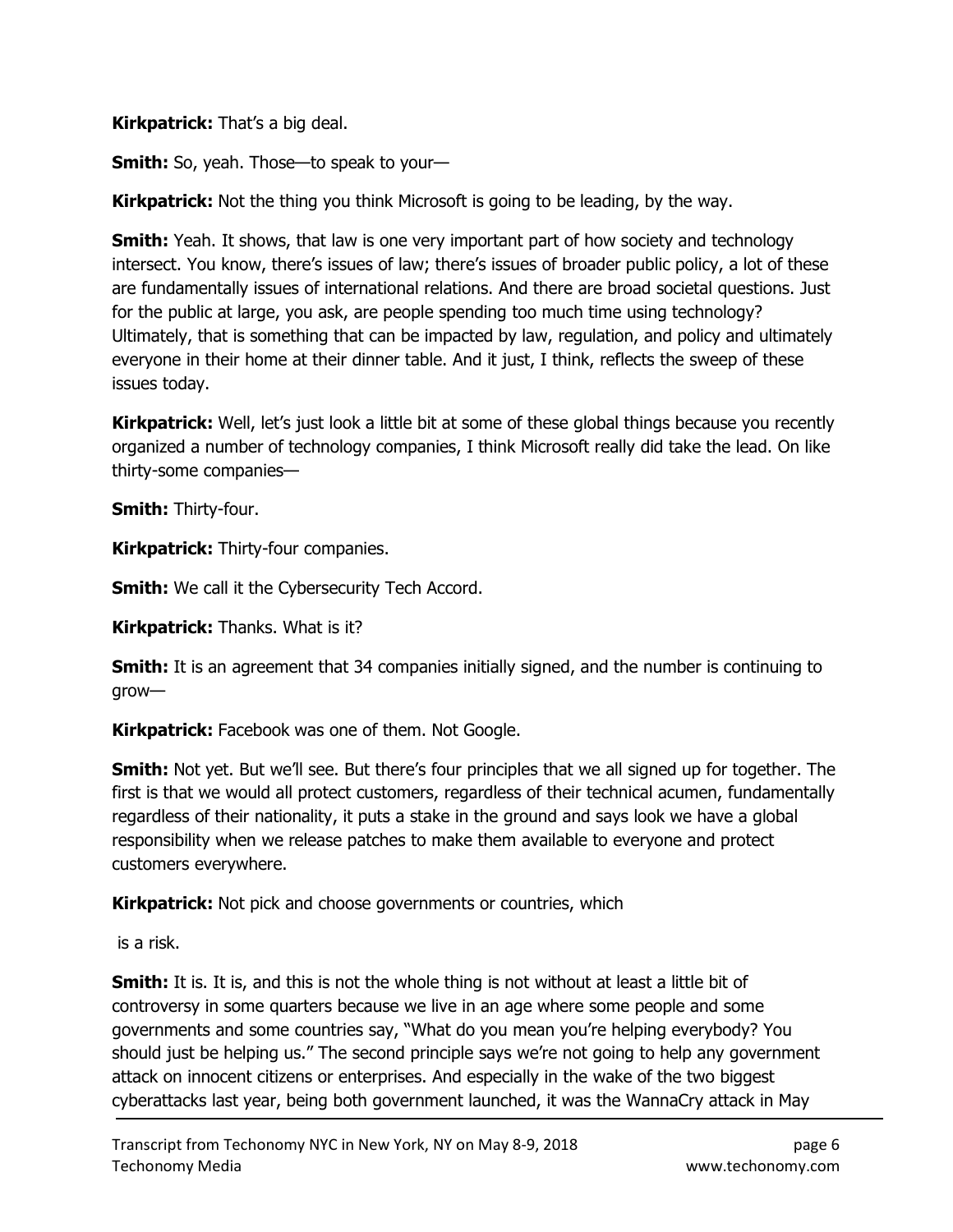**Kirkpatrick:** That's a big deal.

**Smith:** So, yeah. Those—to speak to your—

**Kirkpatrick:** Not the thing you think Microsoft is going to be leading, by the way.

**Smith:** Yeah. It shows, that law is one very important part of how society and technology intersect. You know, there's issues of law; there's issues of broader public policy, a lot of these are fundamentally issues of international relations. And there are broad societal questions. Just for the public at large, you ask, are people spending too much time using technology? Ultimately, that is something that can be impacted by law, regulation, and policy and ultimately everyone in their home at their dinner table. And it just, I think, reflects the sweep of these issues today.

**Kirkpatrick:** Well, let's just look a little bit at some of these global things because you recently organized a number of technology companies, I think Microsoft really did take the lead. On like thirty-some companies—

**Smith:** Thirty-four.

**Kirkpatrick:** Thirty-four companies.

**Smith:** We call it the Cybersecurity Tech Accord.

**Kirkpatrick:** Thanks. What is it?

**Smith:** It is an agreement that 34 companies initially signed, and the number is continuing to grow—

**Kirkpatrick:** Facebook was one of them. Not Google.

**Smith:** Not yet. But we'll see. But there's four principles that we all signed up for together. The first is that we would all protect customers, regardless of their technical acumen, fundamentally regardless of their nationality, it puts a stake in the ground and says look we have a global responsibility when we release patches to make them available to everyone and protect customers everywhere.

**Kirkpatrick:** Not pick and choose governments or countries, which

is a risk.

**Smith:** It is. It is, and this is not the whole thing is not without at least a little bit of controversy in some quarters because we live in an age where some people and some governments and some countries say, "What do you mean you're helping everybody? You should just be helping us." The second principle says we're not going to help any government attack on innocent citizens or enterprises. And especially in the wake of the two biggest cyberattacks last year, being both government launched, it was the WannaCry attack in May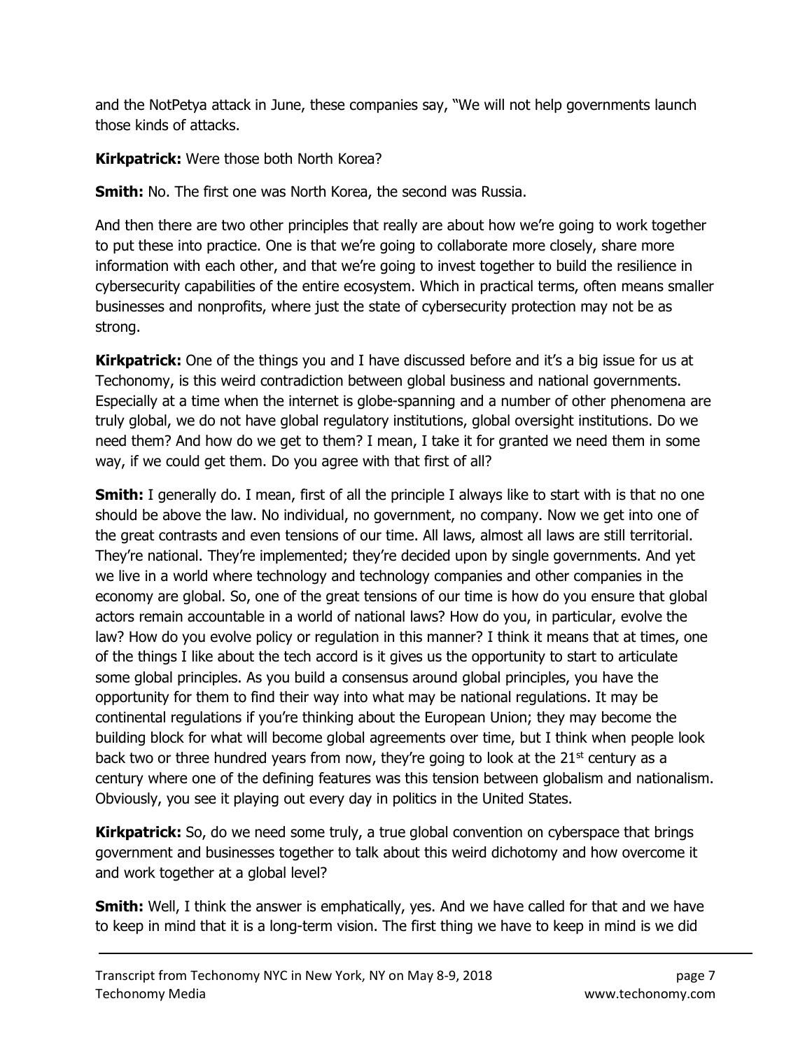and the NotPetya attack in June, these companies say, "We will not help governments launch those kinds of attacks.

**Kirkpatrick:** Were those both North Korea?

**Smith:** No. The first one was North Korea, the second was Russia.

And then there are two other principles that really are about how we're going to work together to put these into practice. One is that we're going to collaborate more closely, share more information with each other, and that we're going to invest together to build the resilience in cybersecurity capabilities of the entire ecosystem. Which in practical terms, often means smaller businesses and nonprofits, where just the state of cybersecurity protection may not be as strong.

**Kirkpatrick:** One of the things you and I have discussed before and it's a big issue for us at Techonomy, is this weird contradiction between global business and national governments. Especially at a time when the internet is globe-spanning and a number of other phenomena are truly global, we do not have global regulatory institutions, global oversight institutions. Do we need them? And how do we get to them? I mean, I take it for granted we need them in some way, if we could get them. Do you agree with that first of all?

**Smith:** I generally do. I mean, first of all the principle I always like to start with is that no one should be above the law. No individual, no government, no company. Now we get into one of the great contrasts and even tensions of our time. All laws, almost all laws are still territorial. They're national. They're implemented; they're decided upon by single governments. And yet we live in a world where technology and technology companies and other companies in the economy are global. So, one of the great tensions of our time is how do you ensure that global actors remain accountable in a world of national laws? How do you, in particular, evolve the law? How do you evolve policy or regulation in this manner? I think it means that at times, one of the things I like about the tech accord is it gives us the opportunity to start to articulate some global principles. As you build a consensus around global principles, you have the opportunity for them to find their way into what may be national regulations. It may be continental regulations if you're thinking about the European Union; they may become the building block for what will become global agreements over time, but I think when people look back two or three hundred years from now, they're going to look at the 21st century as a century where one of the defining features was this tension between globalism and nationalism. Obviously, you see it playing out every day in politics in the United States.

**Kirkpatrick:** So, do we need some truly, a true global convention on cyberspace that brings government and businesses together to talk about this weird dichotomy and how overcome it and work together at a global level?

**Smith:** Well, I think the answer is emphatically, yes. And we have called for that and we have to keep in mind that it is a long-term vision. The first thing we have to keep in mind is we did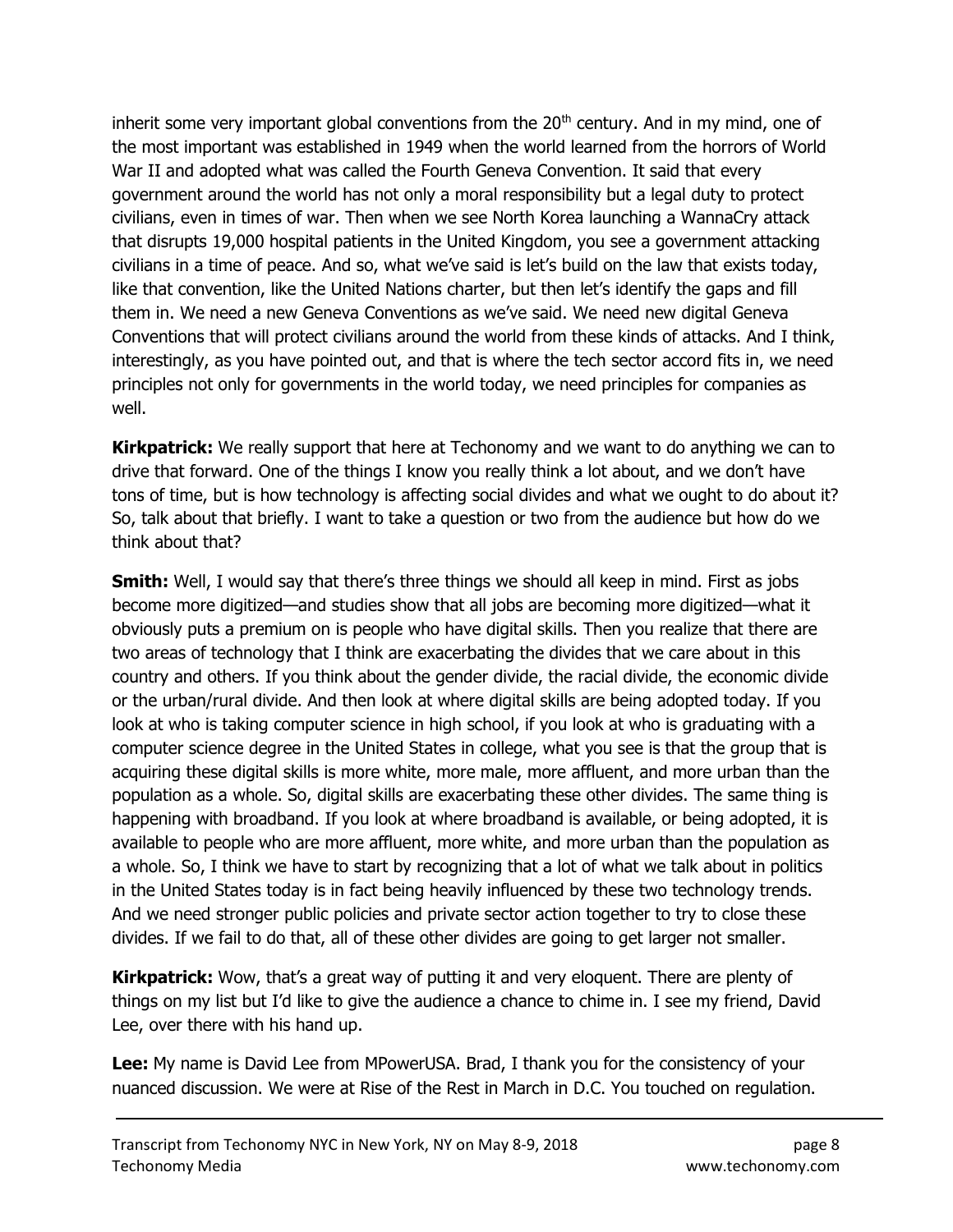inherit some very important global conventions from the 20th century. And in my mind, one of the most important was established in 1949 when the world learned from the horrors of World War II and adopted what was called the Fourth Geneva Convention. It said that every government around the world has not only a moral responsibility but a legal duty to protect civilians, even in times of war. Then when we see North Korea launching a WannaCry attack that disrupts 19,000 hospital patients in the United Kingdom, you see a government attacking civilians in a time of peace. And so, what we've said is let's build on the law that exists today, like that convention, like the United Nations charter, but then let's identify the gaps and fill them in. We need a new Geneva Conventions as we've said. We need new digital Geneva Conventions that will protect civilians around the world from these kinds of attacks. And I think, interestingly, as you have pointed out, and that is where the tech sector accord fits in, we need principles not only for governments in the world today, we need principles for companies as well.

**Kirkpatrick:** We really support that here at Techonomy and we want to do anything we can to drive that forward. One of the things I know you really think a lot about, and we don't have tons of time, but is how technology is affecting social divides and what we ought to do about it? So, talk about that briefly. I want to take a question or two from the audience but how do we think about that?

**Smith:** Well, I would say that there's three things we should all keep in mind. First as jobs become more digitized—and studies show that all jobs are becoming more digitized—what it obviously puts a premium on is people who have digital skills. Then you realize that there are two areas of technology that I think are exacerbating the divides that we care about in this country and others. If you think about the gender divide, the racial divide, the economic divide or the urban/rural divide. And then look at where digital skills are being adopted today. If you look at who is taking computer science in high school, if you look at who is graduating with a computer science degree in the United States in college, what you see is that the group that is acquiring these digital skills is more white, more male, more affluent, and more urban than the population as a whole. So, digital skills are exacerbating these other divides. The same thing is happening with broadband. If you look at where broadband is available, or being adopted, it is available to people who are more affluent, more white, and more urban than the population as a whole. So, I think we have to start by recognizing that a lot of what we talk about in politics in the United States today is in fact being heavily influenced by these two technology trends. And we need stronger public policies and private sector action together to try to close these divides. If we fail to do that, all of these other divides are going to get larger not smaller.

**Kirkpatrick:** Wow, that's a great way of putting it and very eloquent. There are plenty of things on my list but I'd like to give the audience a chance to chime in. I see my friend, David Lee, over there with his hand up.

**Lee:** My name is David Lee from MPowerUSA. Brad, I thank you for the consistency of your nuanced discussion. We were at Rise of the Rest in March in D.C. You touched on regulation.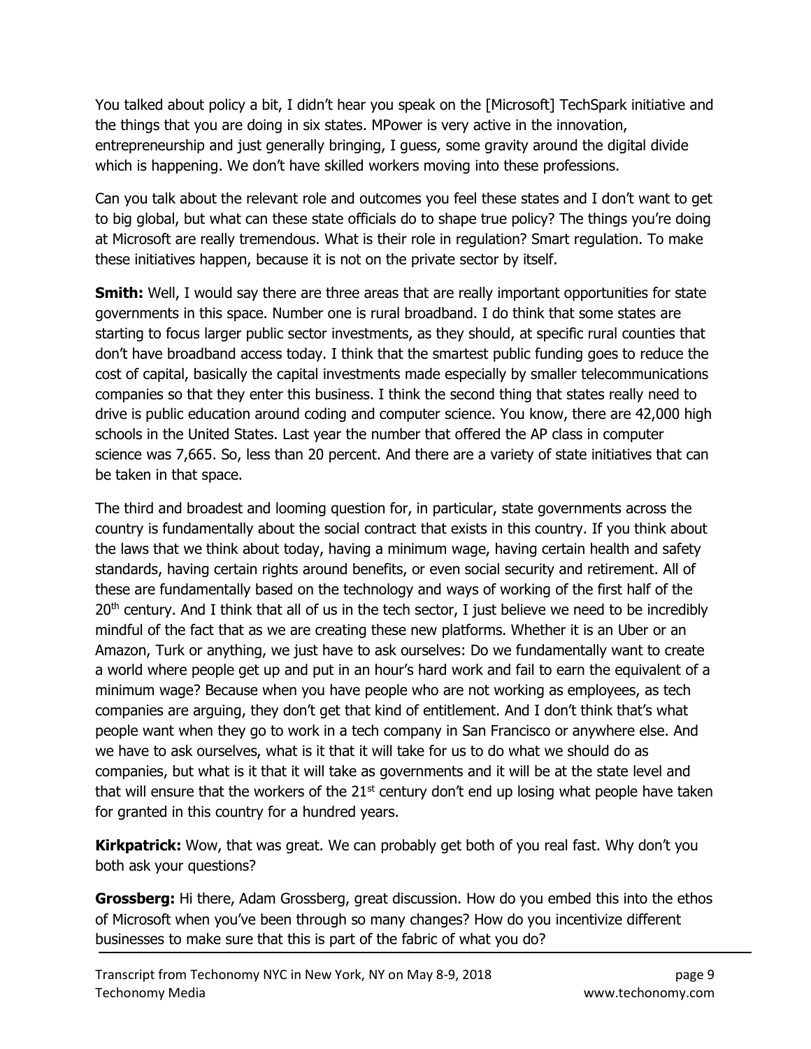You talked about policy a bit, I didn't hear you speak on the [Microsoft] TechSpark initiative and the things that you are doing in six states. MPower is very active in the innovation, entrepreneurship and just generally bringing, I guess, some gravity around the digital divide which is happening. We don't have skilled workers moving into these professions.

Can you talk about the relevant role and outcomes you feel these states and I don't want to get to big global, but what can these state officials do to shape true policy? The things you're doing at Microsoft are really tremendous. What is their role in regulation? Smart regulation. To make these initiatives happen, because it is not on the private sector by itself.

**Smith:** Well, I would say there are three areas that are really important opportunities for state governments in this space. Number one is rural broadband. I do think that some states are starting to focus larger public sector investments, as they should, at specific rural counties that don't have broadband access today. I think that the smartest public funding goes to reduce the cost of capital, basically the capital investments made especially by smaller telecommunications companies so that they enter this business. I think the second thing that states really need to drive is public education around coding and computer science. You know, there are 42,000 high schools in the United States. Last year the number that offered the AP class in computer science was 7,665. So, less than 20 percent. And there are a variety of state initiatives that can be taken in that space.

The third and broadest and looming question for, in particular, state governments across the country is fundamentally about the social contract that exists in this country. If you think about the laws that we think about today, having a minimum wage, having certain health and safety standards, having certain rights around benefits, or even social security and retirement. All of these are fundamentally based on the technology and ways of working of the first half of the 20th century. And I think that all of us in the tech sector, I just believe we need to be incredibly mindful of the fact that as we are creating these new platforms. Whether it is an Uber or an Amazon, Turk or anything, we just have to ask ourselves: Do we fundamentally want to create a world where people get up and put in an hour's hard work and fail to earn the equivalent of a minimum wage? Because when you have people who are not working as employees, as tech companies are arguing, they don't get that kind of entitlement. And I don't think that's what people want when they go to work in a tech company in San Francisco or anywhere else. And we have to ask ourselves, what is it that it will take for us to do what we should do as companies, but what is it that it will take as governments and it will be at the state level and that will ensure that the workers of the 21st century don't end up losing what people have taken for granted in this country for a hundred years.

**Kirkpatrick:** Wow, that was great. We can probably get both of you real fast. Why don't you both ask your questions?

**Grossberg:** Hi there, Adam Grossberg, great discussion. How do you embed this into the ethos of Microsoft when you've been through so many changes? How do you incentivize different businesses to make sure that this is part of the fabric of what you do?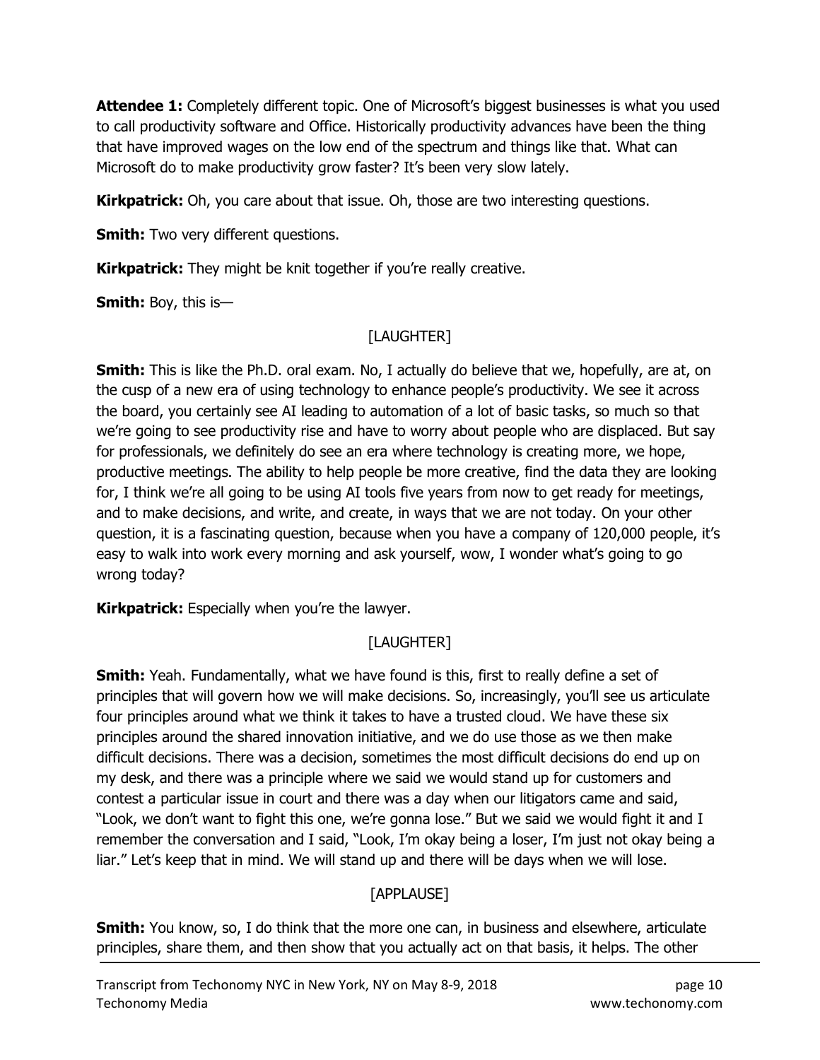**Attendee 1:** Completely different topic. One of Microsoft's biggest businesses is what you used to call productivity software and Office. Historically productivity advances have been the thing that have improved wages on the low end of the spectrum and things like that. What can Microsoft do to make productivity grow faster? It's been very slow lately.

**Kirkpatrick:** Oh, you care about that issue. Oh, those are two interesting questions.

**Smith:** Two very different questions.

**Kirkpatrick:** They might be knit together if you're really creative.

**Smith:** Boy, this is—

[LAUGHTER]

**Smith:** This is like the Ph.D. oral exam. No, I actually do believe that we, hopefully, are at, on the cusp of a new era of using technology to enhance people's productivity. We see it across the board, you certainly see AI leading to automation of a lot of basic tasks, so much so that we're going to see productivity rise and have to worry about people who are displaced. But say for professionals, we definitely do see an era where technology is creating more, we hope, productive meetings. The ability to help people be more creative, find the data they are looking for, I think we're all going to be using AI tools five years from now to get ready for meetings, and to make decisions, and write, and create, in ways that we are not today. On your other question, it is a fascinating question, because when you have a company of 120,000 people, it's easy to walk into work every morning and ask yourself, wow, I wonder what's going to go wrong today?

**Kirkpatrick:** Especially when you're the lawyer.

[LAUGHTER]

**Smith:** Yeah. Fundamentally, what we have found is this, first to really define a set of principles that will govern how we will make decisions. So, increasingly, you'll see us articulate four principles around what we think it takes to have a trusted cloud. We have these six principles around the shared innovation initiative, and we do use those as we then make difficult decisions. There was a decision, sometimes the most difficult decisions do end up on my desk, and there was a principle where we said we would stand up for customers and contest a particular issue in court and there was a day when our litigators came and said, "Look, we don't want to fight this one, we're gonna lose." But we said we would fight it and I remember the conversation and I said, "Look, I'm okay being a loser, I'm just not okay being a liar." Let's keep that in mind. We will stand up and there will be days when we will lose.

[APPLAUSE]

**Smith:** You know, so, I do think that the more one can, in business and elsewhere, articulate principles, share them, and then show that you actually act on that basis, it helps. The other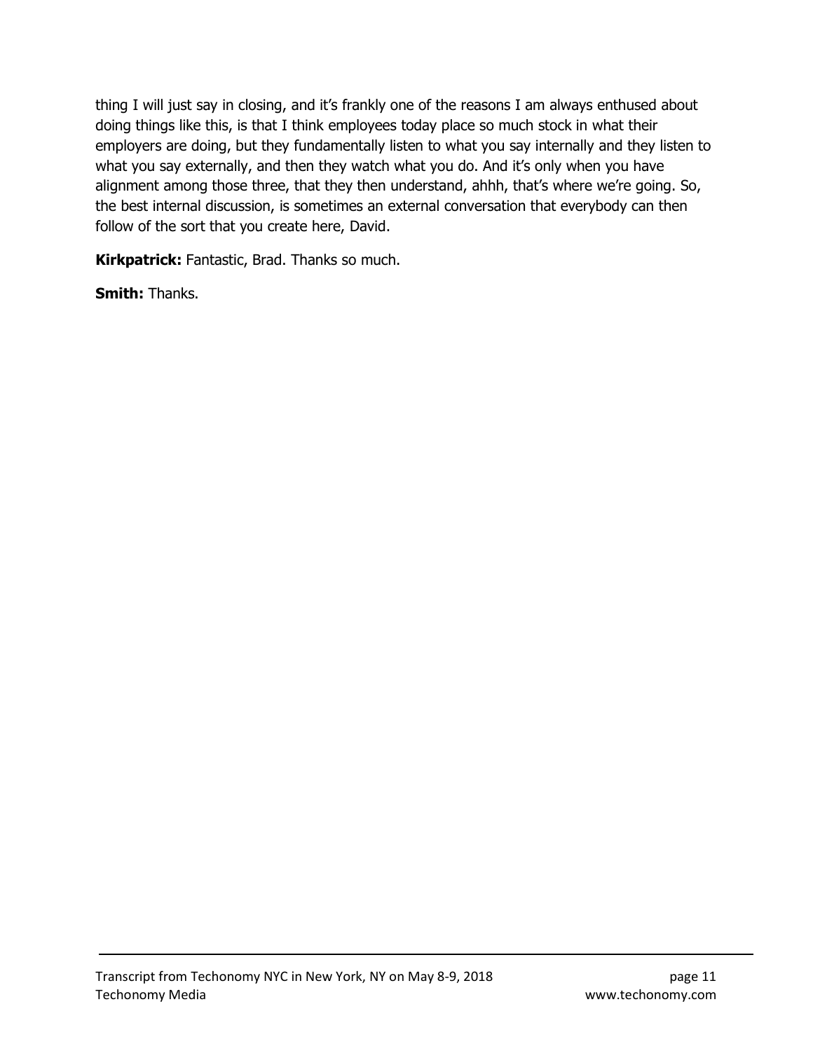thing I will just say in closing, and it's frankly one of the reasons I am always enthused about doing things like this, is that I think employees today place so much stock in what their employers are doing, but they fundamentally listen to what you say internally and they listen to what you say externally, and then they watch what you do. And it's only when you have alignment among those three, that they then understand, ahhh, that's where we're going. So, the best internal discussion, is sometimes an external conversation that everybody can then follow of the sort that you create here, David.

**Kirkpatrick:** Fantastic, Brad. Thanks so much.

**Smith:** Thanks.